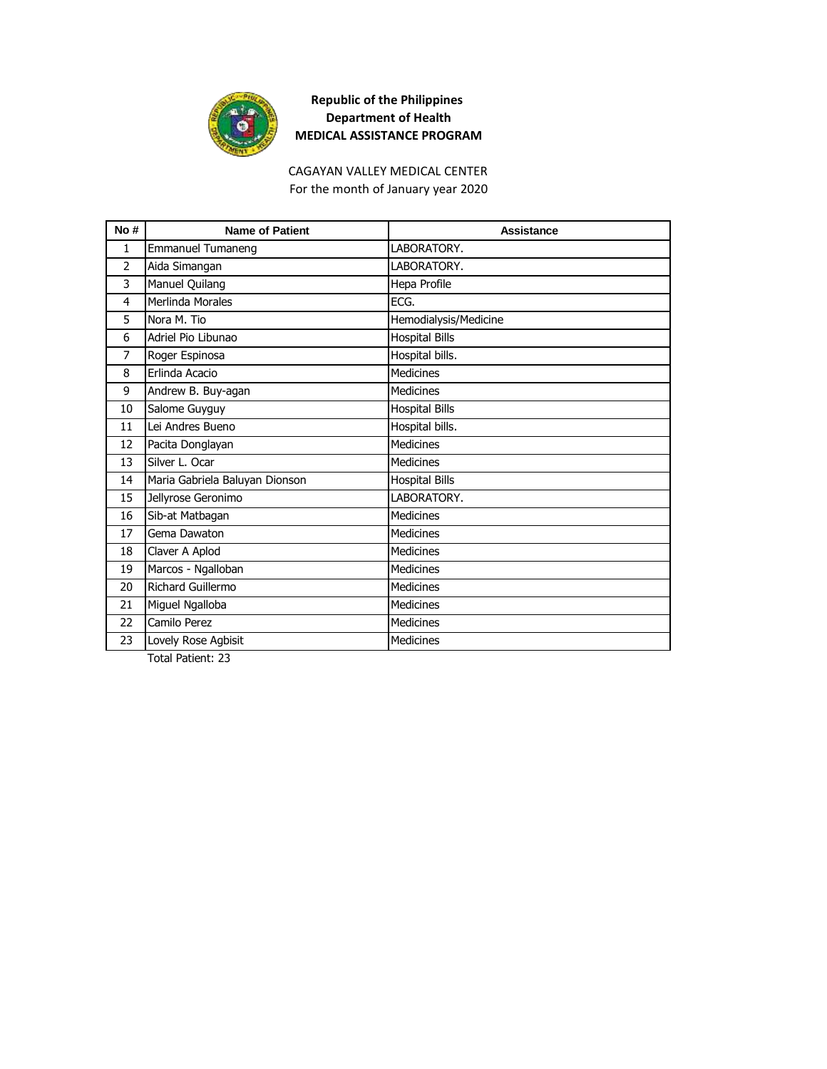**Republic of the Philippines**
**Department of Health**
**MEDICAL ASSISTANCE PROGRAM**

CAGAYAN VALLEY MEDICAL CENTER
For the month of January year 2020

| No # | Name of Patient | Assistance |
|---|---|---|
| 1 | Emmanuel Tumaneng | LABORATORY. |
| 2 | Aida Simangan | LABORATORY. |
| 3 | Manuel Quilang | Hepa Profile |
| 4 | Merlinda Morales | ECG. |
| 5 | Nora M. Tio | Hemodialysis/Medicine |
| 6 | Adriel Pio Libunao | Hospital Bills |
| 7 | Roger Espinosa | Hospital bills. |
| 8 | Erlinda Acacio | Medicines |
| 9 | Andrew B. Buy-agan | Medicines |
| 10 | Salome Guyguy | Hospital Bills |
| 11 | Lei Andres Bueno | Hospital bills. |
| 12 | Pacita Donglayan | Medicines |
| 13 | Silver L. Ocar | Medicines |
| 14 | Maria Gabriela Baluyan Dionson | Hospital Bills |
| 15 | Jellyrose Geronimo | LABORATORY. |
| 16 | Sib-at Matbagan | Medicines |
| 17 | Gema Dawaton | Medicines |
| 18 | Claver A Aplod | Medicines |
| 19 | Marcos - Ngalloban | Medicines |
| 20 | Richard Guillermo | Medicines |
| 21 | Miguel Ngalloba | Medicines |
| 22 | Camilo Perez | Medicines |
| 23 | Lovely Rose Agbisit | Medicines |

Total Patient: 23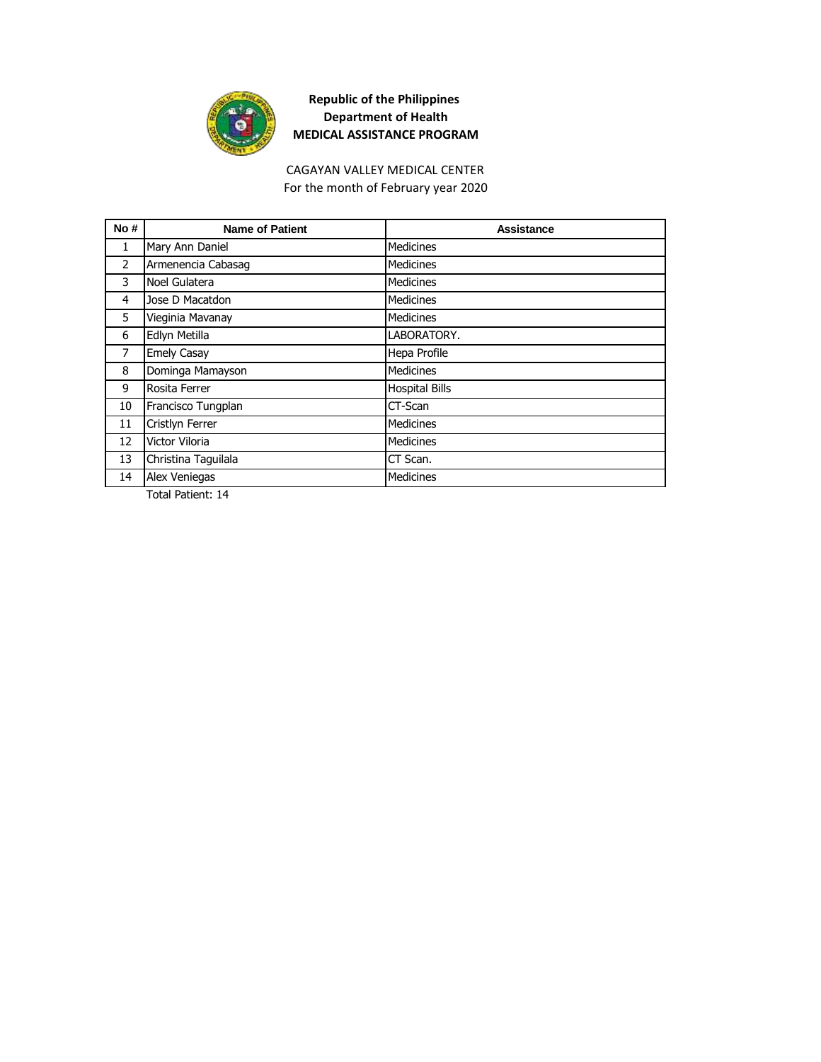**Republic of the Philippines**
**Department of Health**
**MEDICAL ASSISTANCE PROGRAM**

CAGAYAN VALLEY MEDICAL CENTER
For the month of February year 2020

| No # | Name of Patient | Assistance |
| --- | --- | --- |
| 1 | Mary Ann Daniel | Medicines |
| 2 | Armenencia Cabasag | Medicines |
| 3 | Noel Gulatera | Medicines |
| 4 | Jose D Macatdon | Medicines |
| 5 | Vieginia Mavanay | Medicines |
| 6 | Edlyn Metilla | LABORATORY. |
| 7 | Emely Casay | Hepa Profile |
| 8 | Dominga Mamayson | Medicines |
| 9 | Rosita Ferrer | Hospital Bills |
| 10 | Francisco Tungplan | CT-Scan |
| 11 | Cristlyn Ferrer | Medicines |
| 12 | Victor Viloria | Medicines |
| 13 | Christina Taguilala | CT Scan. |
| 14 | Alex Veniegas | Medicines |

Total Patient: 14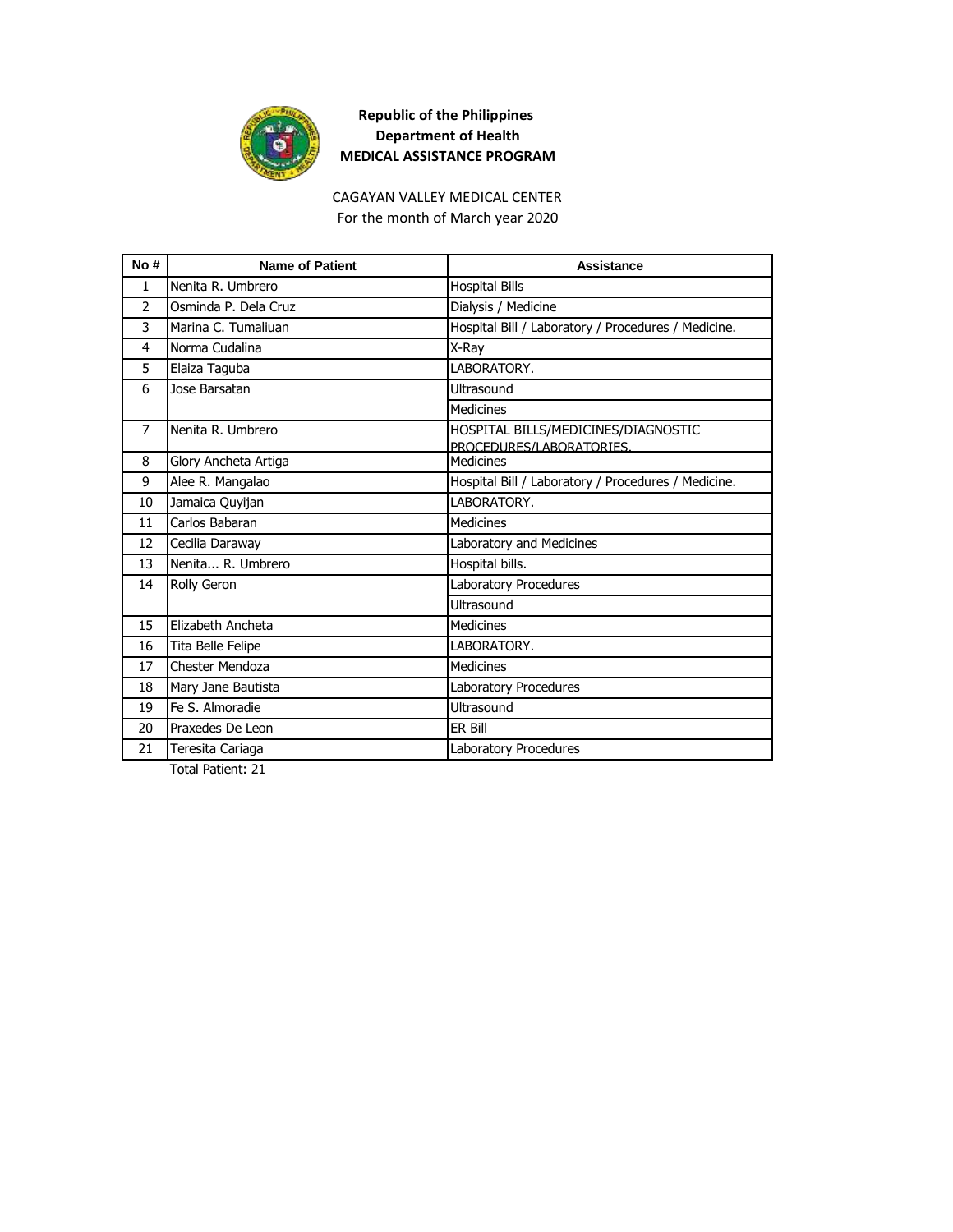**Republic of the Philippines**
**Department of Health**
**MEDICAL ASSISTANCE PROGRAM**

CAGAYAN VALLEY MEDICAL CENTER
For the month of March year 2020

| No # | Name of Patient | Assistance |
|---|---|---|
| 1 | Nenita R. Umbrero | Hospital Bills |
| 2 | Osminda P. Dela Cruz | Dialysis / Medicine |
| 3 | Marina C. Tumaliuan | Hospital Bill / Laboratory / Procedures / Medicine. |
| 4 | Norma Cudalina | X-Ray |
| 5 | Elaiza Taguba | LABORATORY. |
| 6 | Jose Barsatan | Ultrasound |
| | | Medicines |
| 7 | Nenita R. Umbrero | HOSPITAL BILLS/MEDICINES/DIAGNOSTIC PROCEDURES/LABORATORIES. |
| 8 | Glory Ancheta Artiga | Medicines |
| 9 | Alee R. Mangalao | Hospital Bill / Laboratory / Procedures / Medicine. |
| 10 | Jamaica Quyijan | LABORATORY. |
| 11 | Carlos Babaran | Medicines |
| 12 | Cecilia Daraway | Laboratory and Medicines |
| 13 | Nenita... R. Umbrero | Hospital bills. |
| 14 | Rolly Geron | Laboratory Procedures |
| | | Ultrasound |
| 15 | Elizabeth Ancheta | Medicines |
| 16 | Tita Belle Felipe | LABORATORY. |
| 17 | Chester Mendoza | Medicines |
| 18 | Mary Jane Bautista | Laboratory Procedures |
| 19 | Fe S. Almoradie | Ultrasound |
| 20 | Praxedes De Leon | ER Bill |
| 21 | Teresita Cariaga | Laboratory Procedures |

Total Patient: 21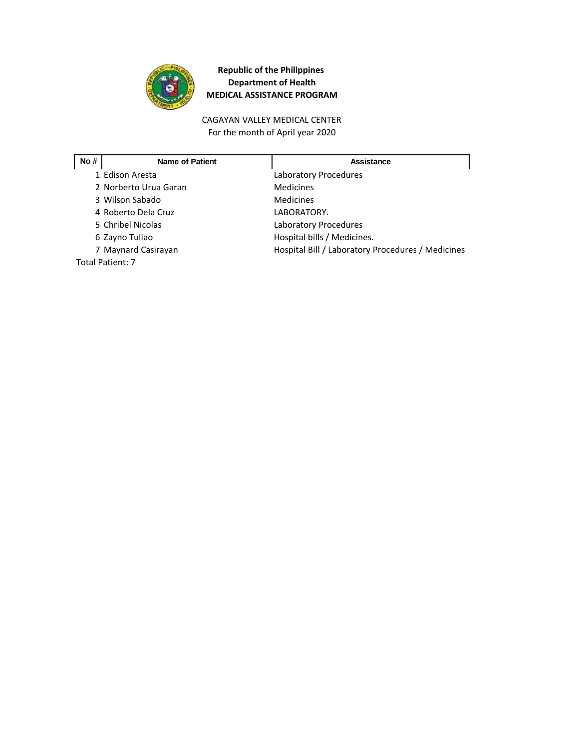**Republic of the Philippines**
**Department of Health**
**MEDICAL ASSISTANCE PROGRAM**

CAGAYAN VALLEY MEDICAL CENTER
For the month of April year 2020

| No # | Name of Patient | Assistance |
|---|---|---|
| 1 | Edison Aresta | Laboratory Procedures |
| 2 | Norberto Urua Garan | Medicines |
| 3 | Wilson Sabado | Medicines |
| 4 | Roberto Dela Cruz | LABORATORY. |
| 5 | Chribel Nicolas | Laboratory Procedures |
| 6 | Zayno Tuliao | Hospital bills / Medicines. |
| 7 | Maynard Casirayan | Hospital Bill / Laboratory Procedures / Medicines |

Total Patient: 7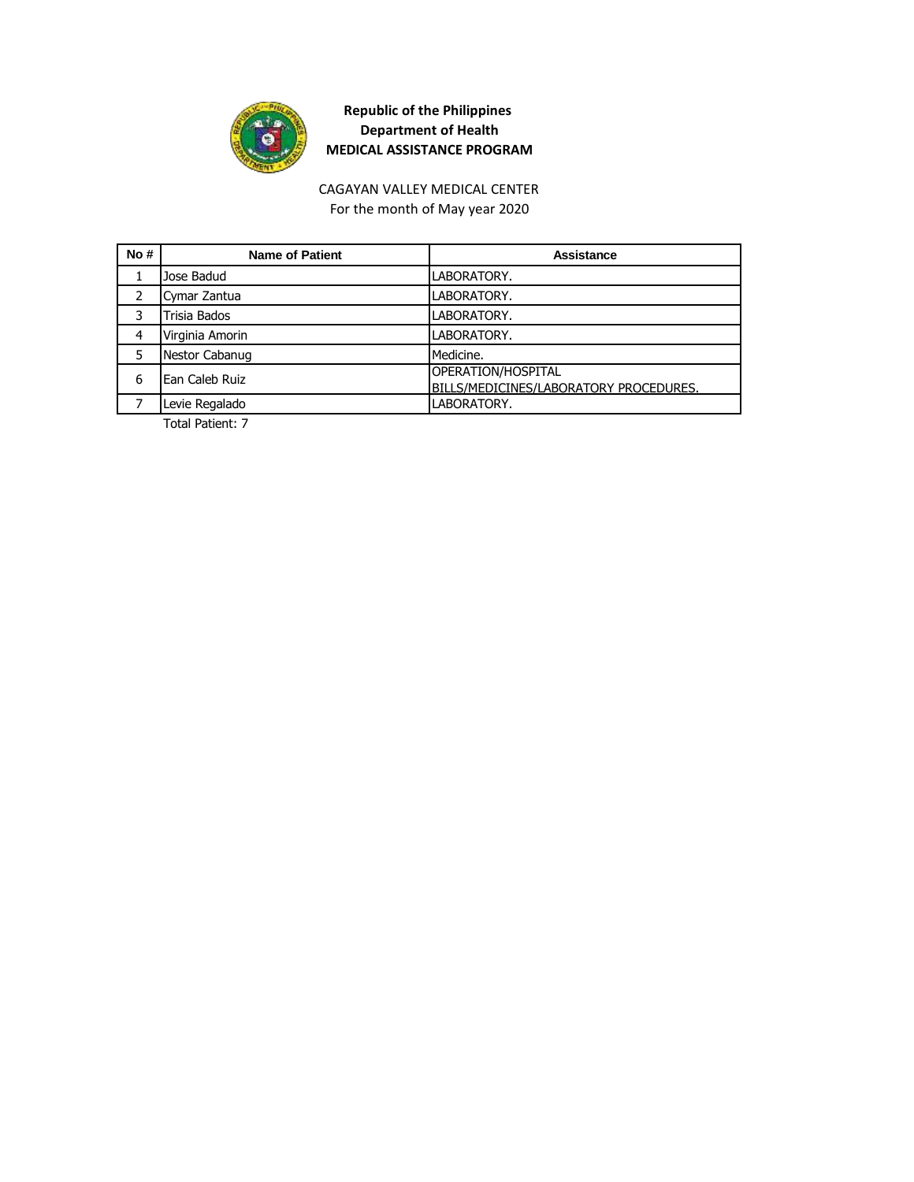**Republic of the Philippines**
**Department of Health**
**MEDICAL ASSISTANCE PROGRAM**

CAGAYAN VALLEY MEDICAL CENTER
For the month of May year 2020

| No # | Name of Patient | Assistance |
|---|---|---|
| 1 | Jose Badud | LABORATORY. |
| 2 | Cymar Zantua | LABORATORY. |
| 3 | Trisia Bados | LABORATORY. |
| 4 | Virginia Amorin | LABORATORY. |
| 5 | Nestor Cabanug | Medicine. |
| 6 | Ean Caleb Ruiz | OPERATION/HOSPITAL BILLS/MEDICINES/LABORATORY PROCEDURES. |
| 7 | Levie Regalado | LABORATORY. |

Total Patient: 7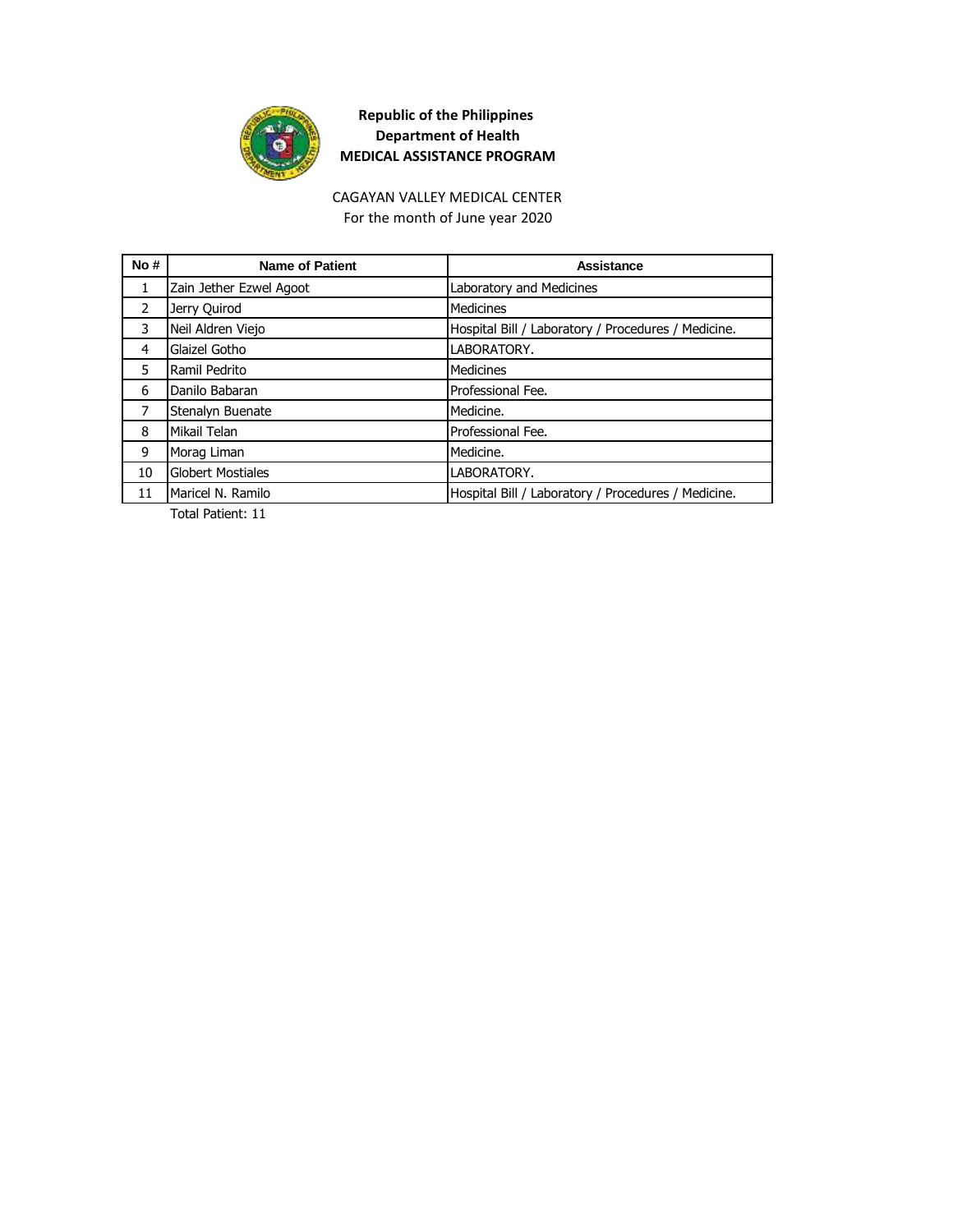**Republic of the Philippines**
**Department of Health**
**MEDICAL ASSISTANCE PROGRAM**

CAGAYAN VALLEY MEDICAL CENTER
For the month of June year 2020

| No # | Name of Patient | Assistance |
|---|---|---|
| 1 | Zain Jether Ezwel Agoot | Laboratory and Medicines |
| 2 | Jerry Quirod | Medicines |
| 3 | Neil Aldren Viejo | Hospital Bill / Laboratory / Procedures / Medicine. |
| 4 | Glaizel Gotho | LABORATORY. |
| 5 | Ramil Pedrito | Medicines |
| 6 | Danilo Babaran | Professional Fee. |
| 7 | Stenalyn Buenate | Medicine. |
| 8 | Mikail Telan | Professional Fee. |
| 9 | Morag Liman | Medicine. |
| 10 | Globert Mostiales | LABORATORY. |
| 11 | Maricel N. Ramilo | Hospital Bill / Laboratory / Procedures / Medicine. |

Total Patient: 11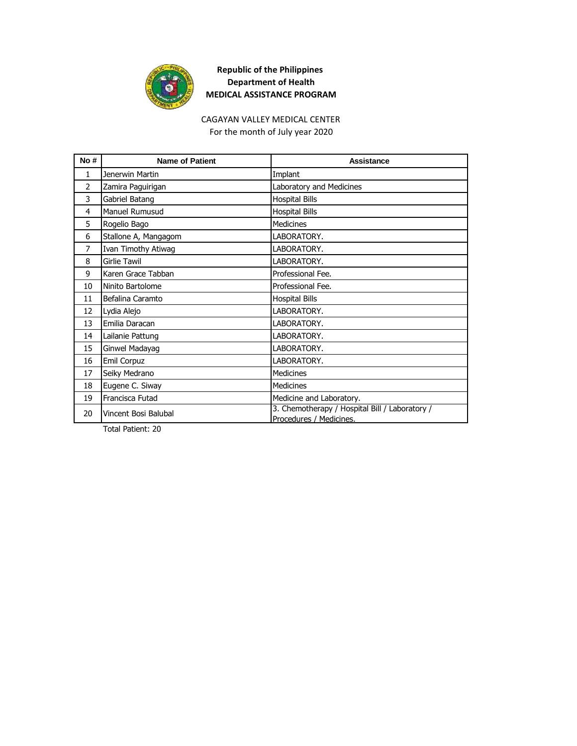**Republic of the Philippines**
**Department of Health**
**MEDICAL ASSISTANCE PROGRAM**

CAGAYAN VALLEY MEDICAL CENTER
For the month of July year 2020

| No # | Name of Patient | Assistance |
|---|---|---|
| 1 | Jenerwin Martin | Implant |
| 2 | Zamira Paguirigan | Laboratory and Medicines |
| 3 | Gabriel Batang | Hospital Bills |
| 4 | Manuel Rumusud | Hospital Bills |
| 5 | Rogelio Bago | Medicines |
| 6 | Stallone A, Mangagom | LABORATORY. |
| 7 | Ivan Timothy Atiwag | LABORATORY. |
| 8 | Girlie Tawil | LABORATORY. |
| 9 | Karen Grace Tabban | Professional Fee. |
| 10 | Ninito Bartolome | Professional Fee. |
| 11 | Befalina Caramto | Hospital Bills |
| 12 | Lydia Alejo | LABORATORY. |
| 13 | Emilia Daracan | LABORATORY. |
| 14 | Lailanie Pattung | LABORATORY. |
| 15 | Ginwel Madayag | LABORATORY. |
| 16 | Emil Corpuz | LABORATORY. |
| 17 | Seiky Medrano | Medicines |
| 18 | Eugene C. Siway | Medicines |
| 19 | Francisca Futad | Medicine and Laboratory. |
| 20 | Vincent Bosi Balubal | 3. Chemotherapy / Hospital Bill / Laboratory / Procedures / Medicines. |

Total Patient: 20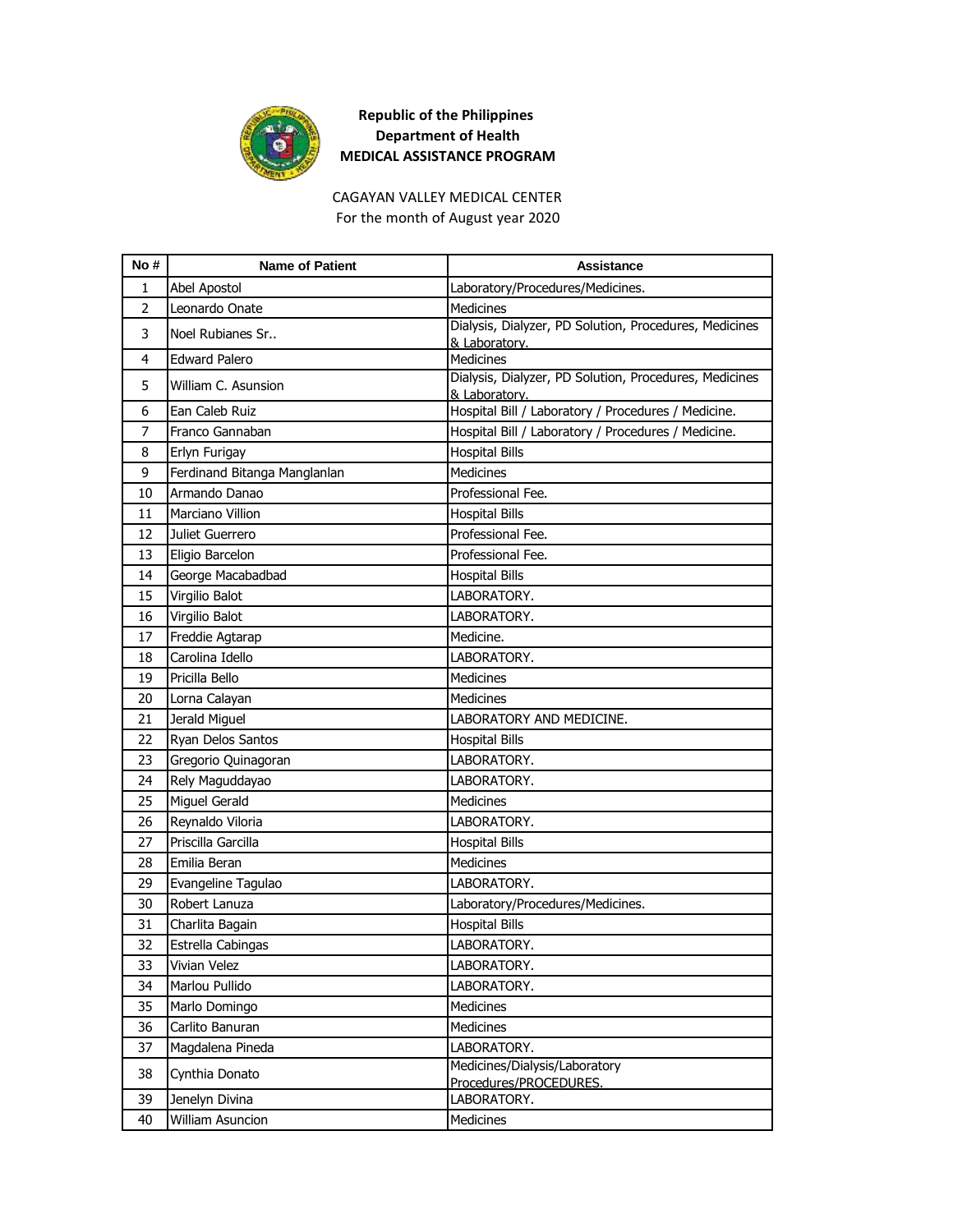**Republic of the Philippines**
**Department of Health**
**MEDICAL ASSISTANCE PROGRAM**

CAGAYAN VALLEY MEDICAL CENTER
For the month of August year 2020

| No # | Name of Patient | Assistance |
|---|---|---|
| 1 | Abel Apostol | Laboratory/Procedures/Medicines. |
| 2 | Leonardo Onate | Medicines |
| 3 | Noel Rubianes Sr.. | Dialysis, Dialyzer, PD Solution, Procedures, Medicines & Laboratory. |
| 4 | Edward Palero | Medicines |
| 5 | William C. Asunsion | Dialysis, Dialyzer, PD Solution, Procedures, Medicines & Laboratory. |
| 6 | Ean Caleb Ruiz | Hospital Bill / Laboratory / Procedures / Medicine. |
| 7 | Franco Gannaban | Hospital Bill / Laboratory / Procedures / Medicine. |
| 8 | Erlyn Furigay | Hospital Bills |
| 9 | Ferdinand Bitanga Manglanlan | Medicines |
| 10 | Armando Danao | Professional Fee. |
| 11 | Marciano Villion | Hospital Bills |
| 12 | Juliet Guerrero | Professional Fee. |
| 13 | Eligio Barcelon | Professional Fee. |
| 14 | George Macabadbad | Hospital Bills |
| 15 | Virgilio Balot | LABORATORY. |
| 16 | Virgilio Balot | LABORATORY. |
| 17 | Freddie Agtarap | Medicine. |
| 18 | Carolina Idello | LABORATORY. |
| 19 | Pricilla Bello | Medicines |
| 20 | Lorna Calayan | Medicines |
| 21 | Jerald Miguel | LABORATORY AND MEDICINE. |
| 22 | Ryan Delos Santos | Hospital Bills |
| 23 | Gregorio Quinagoran | LABORATORY. |
| 24 | Rely Maguddayao | LABORATORY. |
| 25 | Miguel Gerald | Medicines |
| 26 | Reynaldo Viloria | LABORATORY. |
| 27 | Priscilla Garcilla | Hospital Bills |
| 28 | Emilia Beran | Medicines |
| 29 | Evangeline Tagulao | LABORATORY. |
| 30 | Robert Lanuza | Laboratory/Procedures/Medicines. |
| 31 | Charlita Bagain | Hospital Bills |
| 32 | Estrella Cabingas | LABORATORY. |
| 33 | Vivian Velez | LABORATORY. |
| 34 | Marlou Pullido | LABORATORY. |
| 35 | Marlo Domingo | Medicines |
| 36 | Carlito Banuran | Medicines |
| 37 | Magdalena Pineda | LABORATORY. |
| 38 | Cynthia Donato | Medicines/Dialysis/Laboratory Procedures/PROCEDURES. |
| 39 | Jenelyn Divina | LABORATORY. |
| 40 | William Asuncion | Medicines |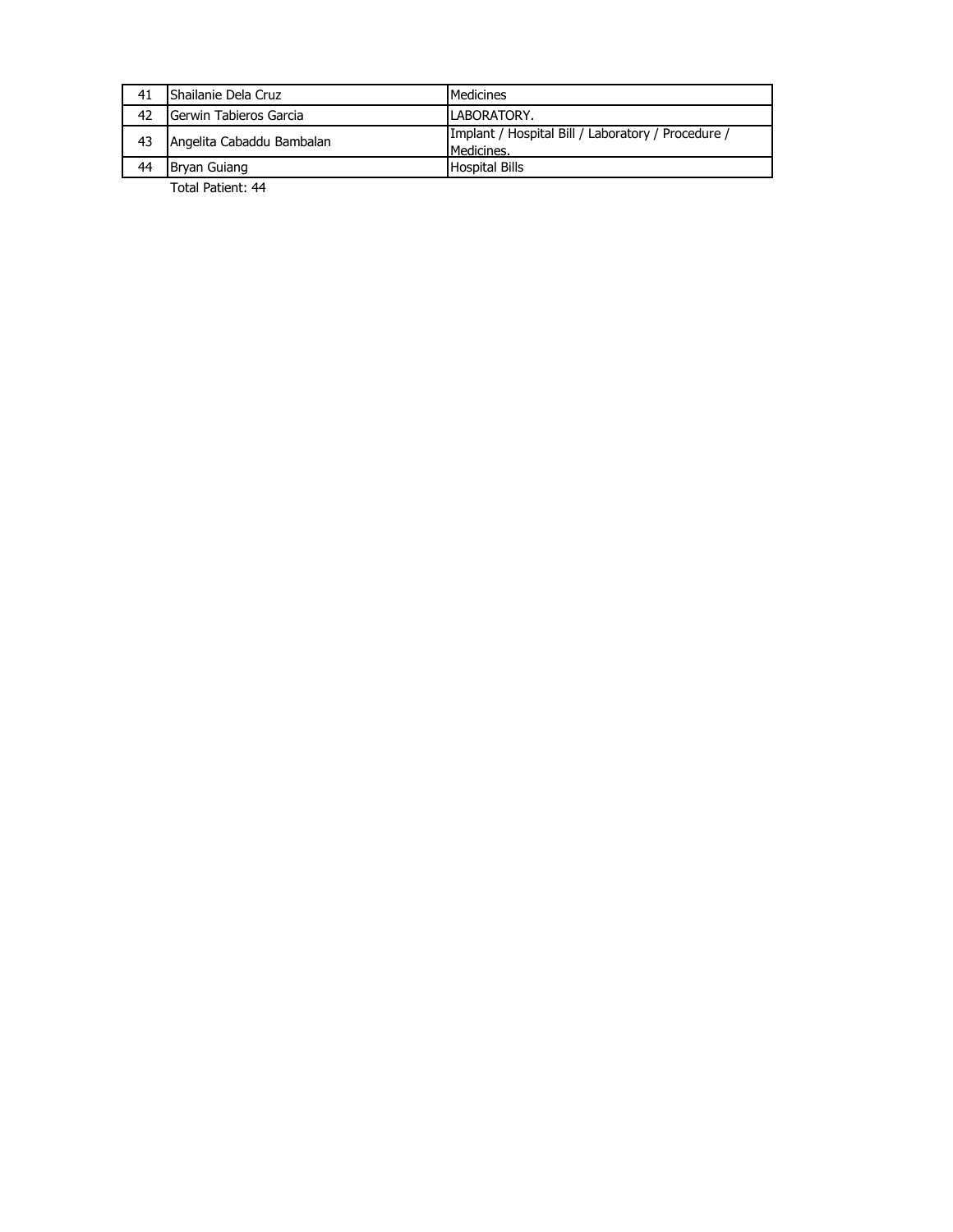| | | |
|---|---|---|
| 41 | Shailanie Dela Cruz | Medicines |
| 42 | Gerwin Tabieros Garcia | LABORATORY. |
| 43 | Angelita Cabaddu Bambalan | Implant / Hospital Bill / Laboratory / Procedure / Medicines. |
| 44 | Bryan Guiang | Hospital Bills |

Total Patient: 44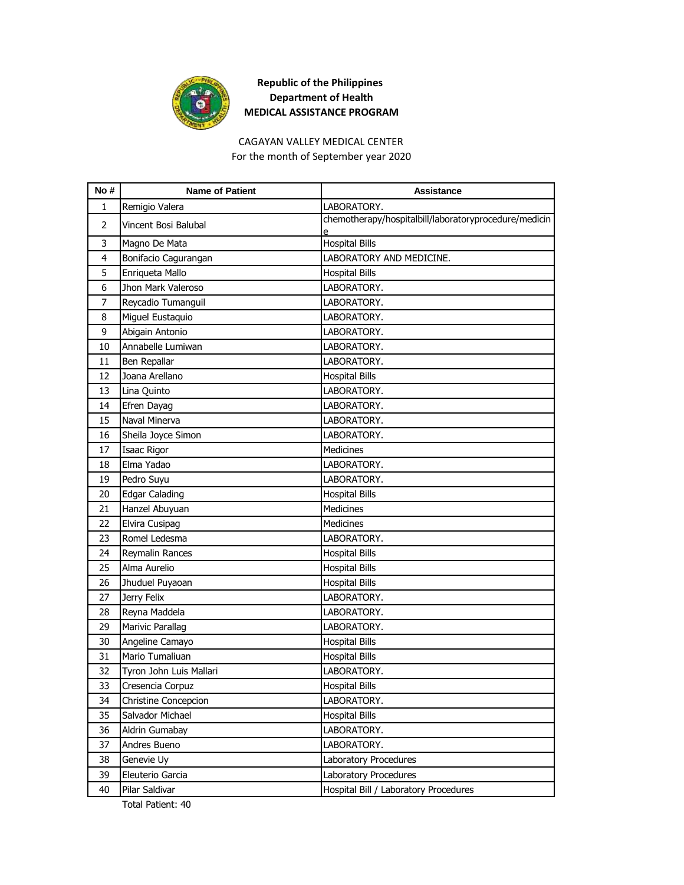**Republic of the Philippines**
**Department of Health**
**MEDICAL ASSISTANCE PROGRAM**

CAGAYAN VALLEY MEDICAL CENTER
For the month of September year 2020

| No # | Name of Patient | Assistance |
|---|---|---|
| 1 | Remigio Valera | LABORATORY. |
| 2 | Vincent Bosi Balubal | chemotherapy/hospitalbill/laboratoryprocedure/medicine |
| 3 | Magno De Mata | Hospital Bills |
| 4 | Bonifacio Cagurangan | LABORATORY AND MEDICINE. |
| 5 | Enriqueta Mallo | Hospital Bills |
| 6 | Jhon Mark Valeroso | LABORATORY. |
| 7 | Reycadio Tumanguil | LABORATORY. |
| 8 | Miguel Eustaquio | LABORATORY. |
| 9 | Abigain Antonio | LABORATORY. |
| 10 | Annabelle Lumiwan | LABORATORY. |
| 11 | Ben Repallar | LABORATORY. |
| 12 | Joana Arellano | Hospital Bills |
| 13 | Lina Quinto | LABORATORY. |
| 14 | Efren Dayag | LABORATORY. |
| 15 | Naval Minerva | LABORATORY. |
| 16 | Sheila Joyce Simon | LABORATORY. |
| 17 | Isaac Rigor | Medicines |
| 18 | Elma Yadao | LABORATORY. |
| 19 | Pedro Suyu | LABORATORY. |
| 20 | Edgar Calading | Hospital Bills |
| 21 | Hanzel Abuyuan | Medicines |
| 22 | Elvira Cusipag | Medicines |
| 23 | Romel Ledesma | LABORATORY. |
| 24 | Reymalin Rances | Hospital Bills |
| 25 | Alma Aurelio | Hospital Bills |
| 26 | Jhuduel Puyaoan | Hospital Bills |
| 27 | Jerry Felix | LABORATORY. |
| 28 | Reyna Maddela | LABORATORY. |
| 29 | Marivic Parallag | LABORATORY. |
| 30 | Angeline Camayo | Hospital Bills |
| 31 | Mario Tumaliuan | Hospital Bills |
| 32 | Tyron John Luis Mallari | LABORATORY. |
| 33 | Cresencia Corpuz | Hospital Bills |
| 34 | Christine Concepcion | LABORATORY. |
| 35 | Salvador Michael | Hospital Bills |
| 36 | Aldrin Gumabay | LABORATORY. |
| 37 | Andres Bueno | LABORATORY. |
| 38 | Genevie Uy | Laboratory Procedures |
| 39 | Eleuterio Garcia | Laboratory Procedures |
| 40 | Pilar Saldivar | Hospital Bill / Laboratory Procedures |

Total Patient: 40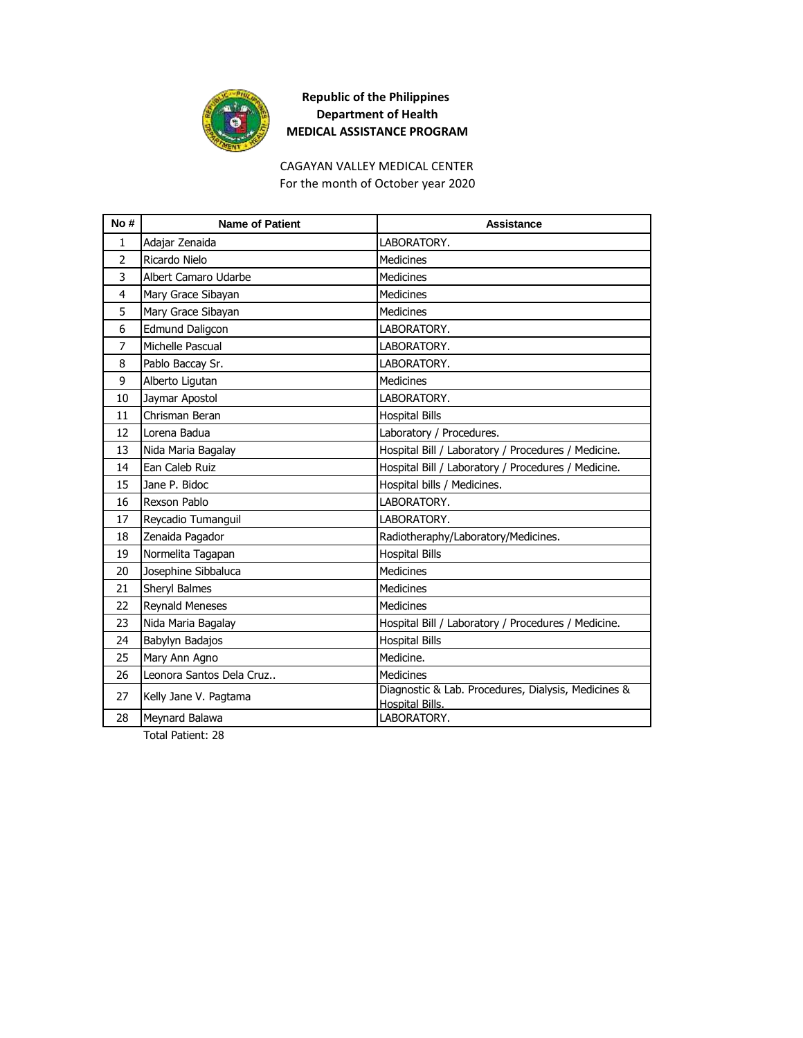**Republic of the Philippines**
**Department of Health**
**MEDICAL ASSISTANCE PROGRAM**

CAGAYAN VALLEY MEDICAL CENTER
For the month of October year 2020

| No # | Name of Patient | Assistance |
|---|---|---|
| 1 | Adajar Zenaida | LABORATORY. |
| 2 | Ricardo Nielo | Medicines |
| 3 | Albert Camaro Udarbe | Medicines |
| 4 | Mary Grace Sibayan | Medicines |
| 5 | Mary Grace Sibayan | Medicines |
| 6 | Edmund Daligcon | LABORATORY. |
| 7 | Michelle Pascual | LABORATORY. |
| 8 | Pablo Baccay Sr. | LABORATORY. |
| 9 | Alberto Ligutan | Medicines |
| 10 | Jaymar Apostol | LABORATORY. |
| 11 | Chrisman Beran | Hospital Bills |
| 12 | Lorena Badua | Laboratory / Procedures. |
| 13 | Nida Maria Bagalay | Hospital Bill / Laboratory / Procedures / Medicine. |
| 14 | Ean Caleb Ruiz | Hospital Bill / Laboratory / Procedures / Medicine. |
| 15 | Jane P. Bidoc | Hospital bills / Medicines. |
| 16 | Rexson Pablo | LABORATORY. |
| 17 | Reycadio Tumanguil | LABORATORY. |
| 18 | Zenaida Pagador | Radiotheraphy/Laboratory/Medicines. |
| 19 | Normelita Tagapan | Hospital Bills |
| 20 | Josephine Sibbaluca | Medicines |
| 21 | Sheryl Balmes | Medicines |
| 22 | Reynald Meneses | Medicines |
| 23 | Nida Maria Bagalay | Hospital Bill / Laboratory / Procedures / Medicine. |
| 24 | Babylyn Badajos | Hospital Bills |
| 25 | Mary Ann Agno | Medicine. |
| 26 | Leonora Santos Dela Cruz.. | Medicines |
| 27 | Kelly Jane V. Pagtama | Diagnostic & Lab. Procedures, Dialysis, Medicines & Hospital Bills. |
| 28 | Meynard Balawa | LABORATORY. |

Total Patient: 28